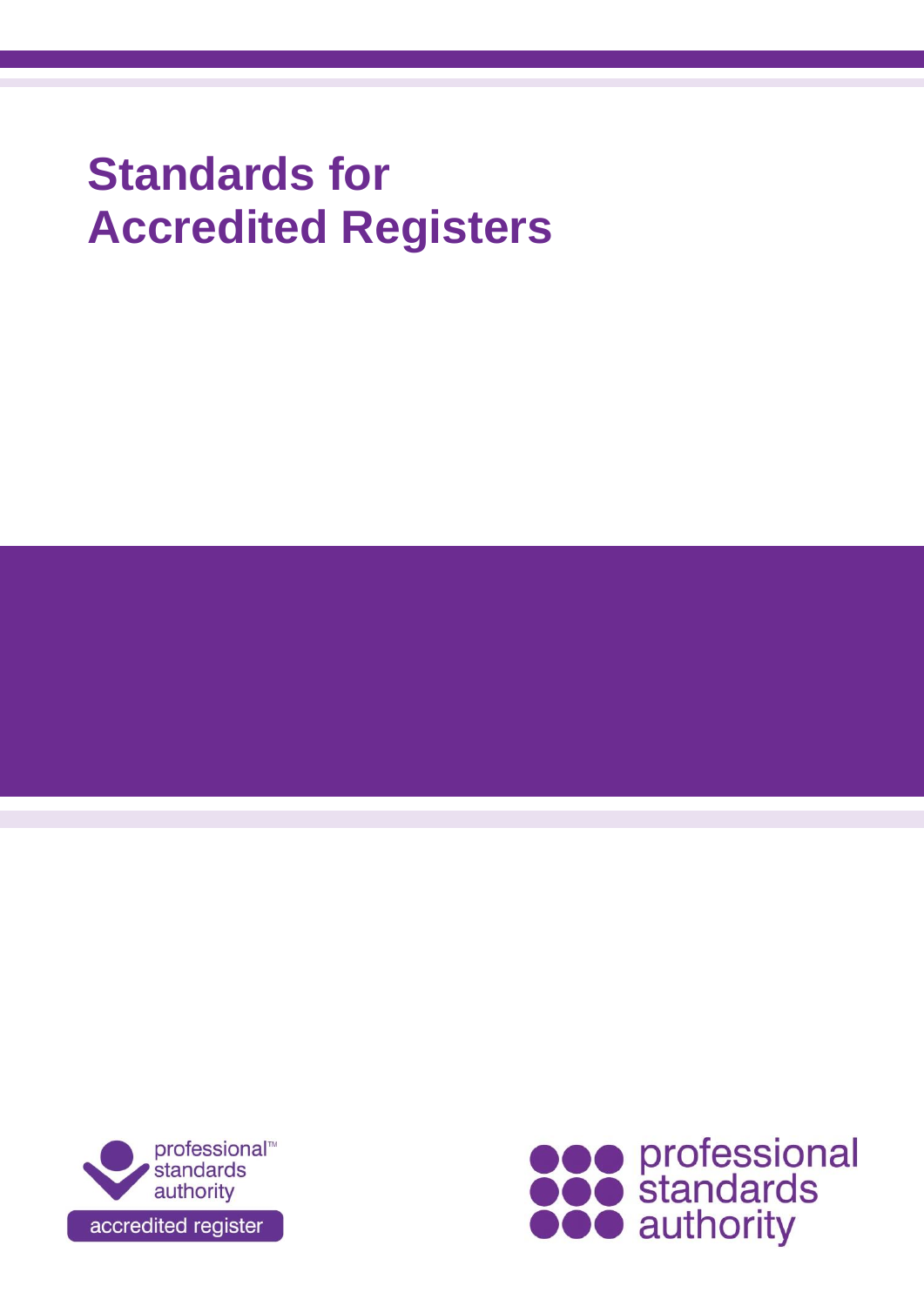# Standards for Accredited Registers

professional™ standards authority

accredited register

professional standards authority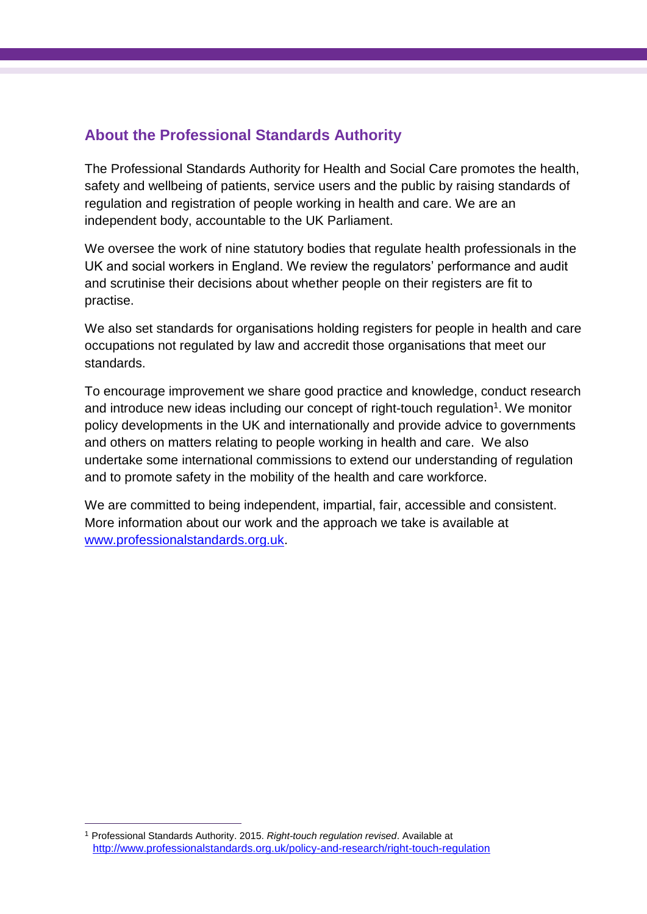## About the Professional Standards Authority

The Professional Standards Authority for Health and Social Care promotes the health, safety and wellbeing of patients, service users and the public by raising standards of regulation and registration of people working in health and care. We are an independent body, accountable to the UK Parliament.

We oversee the work of nine statutory bodies that regulate health professionals in the UK and social workers in England. We review the regulators' performance and audit and scrutinise their decisions about whether people on their registers are fit to practise.

We also set standards for organisations holding registers for people in health and care occupations not regulated by law and accredit those organisations that meet our standards.

To encourage improvement we share good practice and knowledge, conduct research and introduce new ideas including our concept of right-touch regulation[1]. We monitor policy developments in the UK and internationally and provide advice to governments and others on matters relating to people working in health and care. We also undertake some international commissions to extend our understanding of regulation and to promote safety in the mobility of the health and care workforce.

We are committed to being independent, impartial, fair, accessible and consistent. More information about our work and the approach we take is available at www.professionalstandards.org.uk.

---

[1] Professional Standards Authority. 2015. *Right-touch regulation revised*. Available at http://www.professionalstandards.org.uk/policy-and-research/right-touch-regulation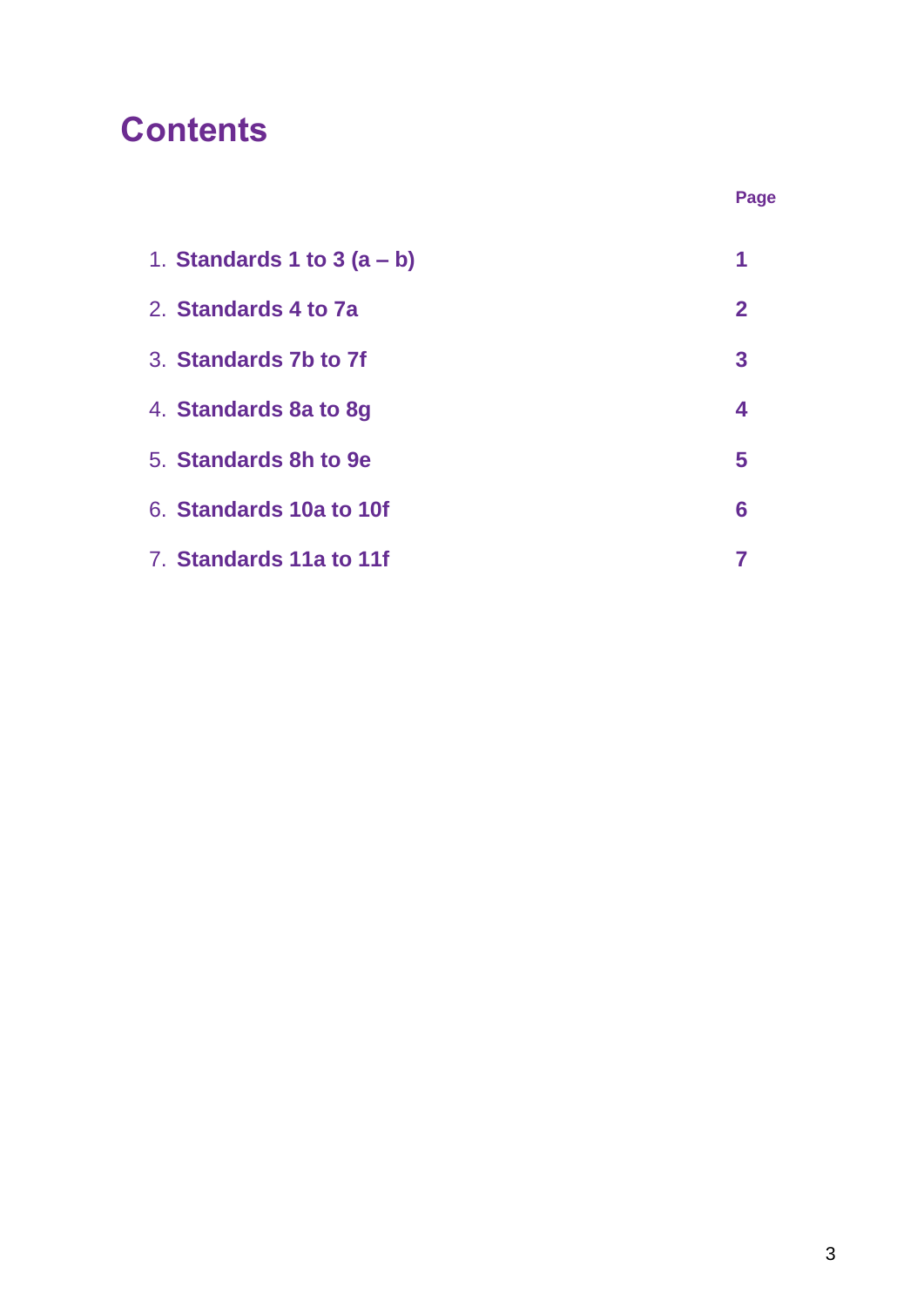# Contents

| | Page |
|---|---|
| 1. **Standards 1 to 3 (a – b)** | **1** |
| 2. **Standards 4 to 7a** | **2** |
| 3. **Standards 7b to 7f** | **3** |
| 4. **Standards 8a to 8g** | **4** |
| 5. **Standards 8h to 9e** | **5** |
| 6. **Standards 10a to 10f** | **6** |
| 7. **Standards 11a to 11f** | **7** |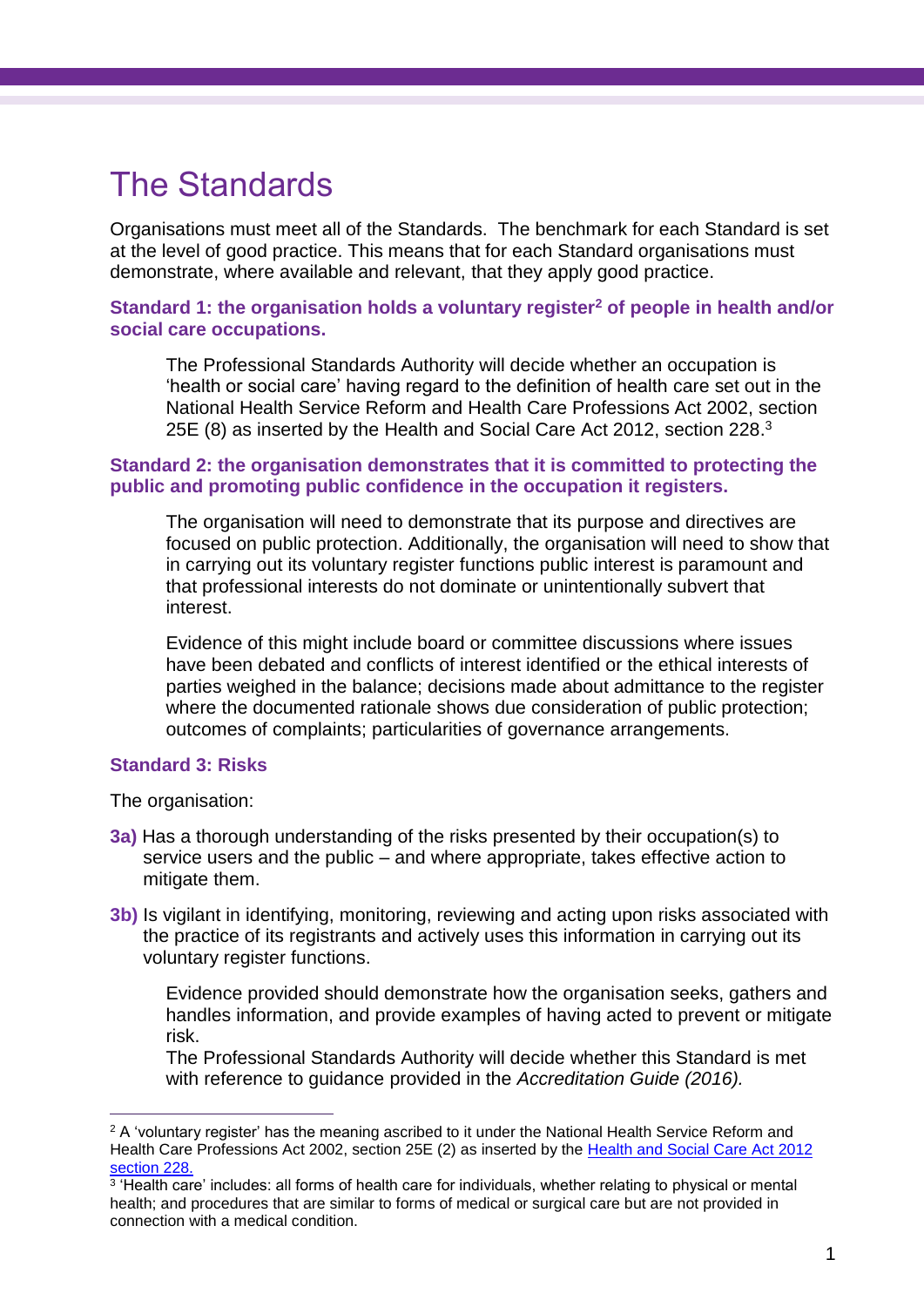# The Standards

Organisations must meet all of the Standards. The benchmark for each Standard is set at the level of good practice. This means that for each Standard organisations must demonstrate, where available and relevant, that they apply good practice.

**Standard 1: the organisation holds a voluntary register[2] of people in health and/or social care occupations.**

> The Professional Standards Authority will decide whether an occupation is 'health or social care' having regard to the definition of health care set out in the National Health Service Reform and Health Care Professions Act 2002, section 25E (8) as inserted by the Health and Social Care Act 2012, section 228.[3]

**Standard 2: the organisation demonstrates that it is committed to protecting the public and promoting public confidence in the occupation it registers.**

> The organisation will need to demonstrate that its purpose and directives are focused on public protection. Additionally, the organisation will need to show that in carrying out its voluntary register functions public interest is paramount and that professional interests do not dominate or unintentionally subvert that interest.
>
> Evidence of this might include board or committee discussions where issues have been debated and conflicts of interest identified or the ethical interests of parties weighed in the balance; decisions made about admittance to the register where the documented rationale shows due consideration of public protection; outcomes of complaints; particularities of governance arrangements.

**Standard 3: Risks**

The organisation:

**3a)** Has a thorough understanding of the risks presented by their occupation(s) to service users and the public – and where appropriate, takes effective action to mitigate them.

**3b)** Is vigilant in identifying, monitoring, reviewing and acting upon risks associated with the practice of its registrants and actively uses this information in carrying out its voluntary register functions.

> Evidence provided should demonstrate how the organisation seeks, gathers and handles information, and provide examples of having acted to prevent or mitigate risk.
> The Professional Standards Authority will decide whether this Standard is met with reference to guidance provided in the *Accreditation Guide (2016).*

---

[2] A 'voluntary register' has the meaning ascribed to it under the National Health Service Reform and Health Care Professions Act 2002, section 25E (2) as inserted by the Health and Social Care Act 2012 section 228.

[3] 'Health care' includes: all forms of health care for individuals, whether relating to physical or mental health; and procedures that are similar to forms of medical or surgical care but are not provided in connection with a medical condition.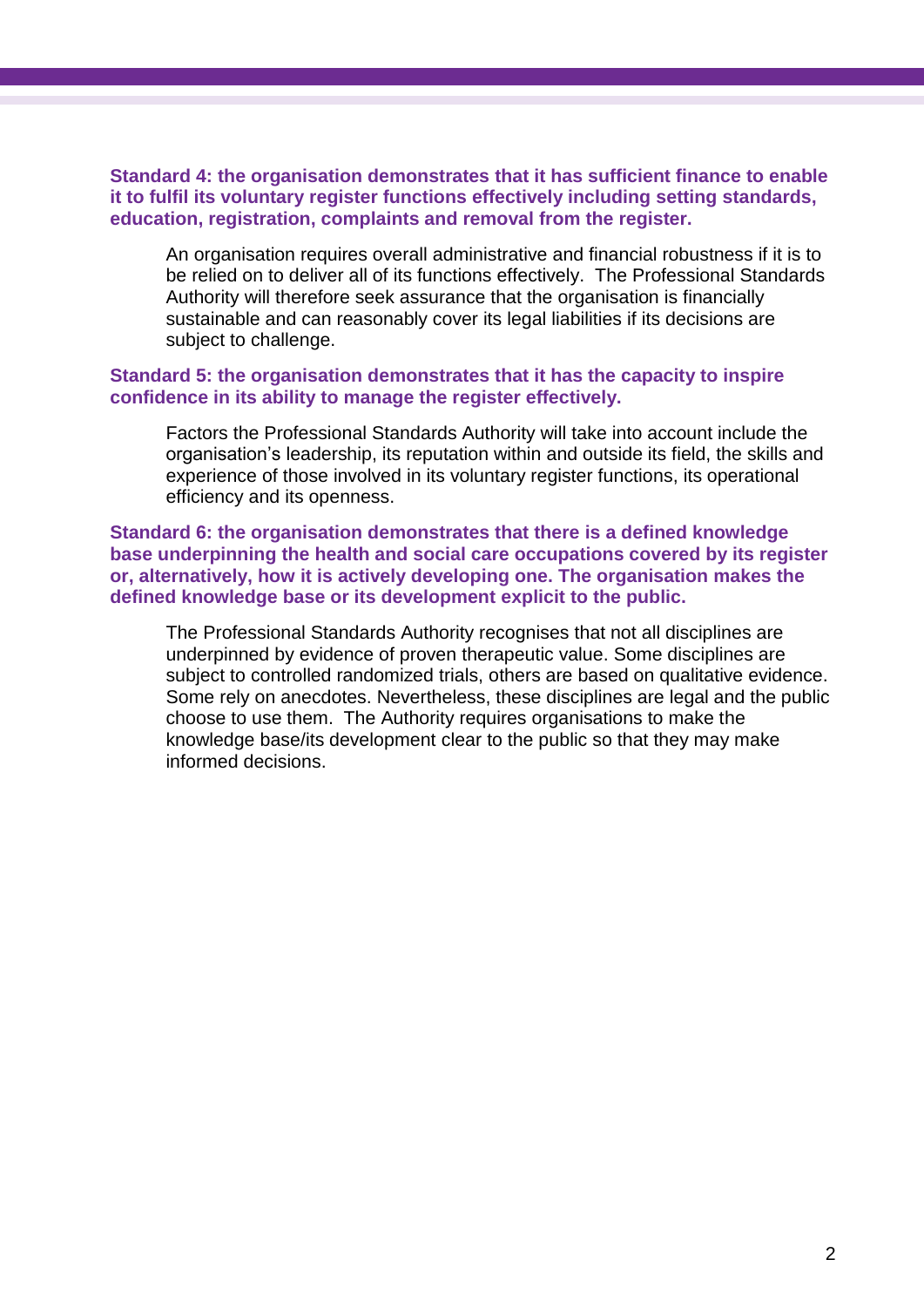**Standard 4: the organisation demonstrates that it has sufficient finance to enable it to fulfil its voluntary register functions effectively including setting standards, education, registration, complaints and removal from the register.**

An organisation requires overall administrative and financial robustness if it is to be relied on to deliver all of its functions effectively. The Professional Standards Authority will therefore seek assurance that the organisation is financially sustainable and can reasonably cover its legal liabilities if its decisions are subject to challenge.

**Standard 5: the organisation demonstrates that it has the capacity to inspire confidence in its ability to manage the register effectively.**

Factors the Professional Standards Authority will take into account include the organisation's leadership, its reputation within and outside its field, the skills and experience of those involved in its voluntary register functions, its operational efficiency and its openness.

**Standard 6: the organisation demonstrates that there is a defined knowledge base underpinning the health and social care occupations covered by its register or, alternatively, how it is actively developing one. The organisation makes the defined knowledge base or its development explicit to the public.**

The Professional Standards Authority recognises that not all disciplines are underpinned by evidence of proven therapeutic value. Some disciplines are subject to controlled randomized trials, others are based on qualitative evidence. Some rely on anecdotes. Nevertheless, these disciplines are legal and the public choose to use them. The Authority requires organisations to make the knowledge base/its development clear to the public so that they may make informed decisions.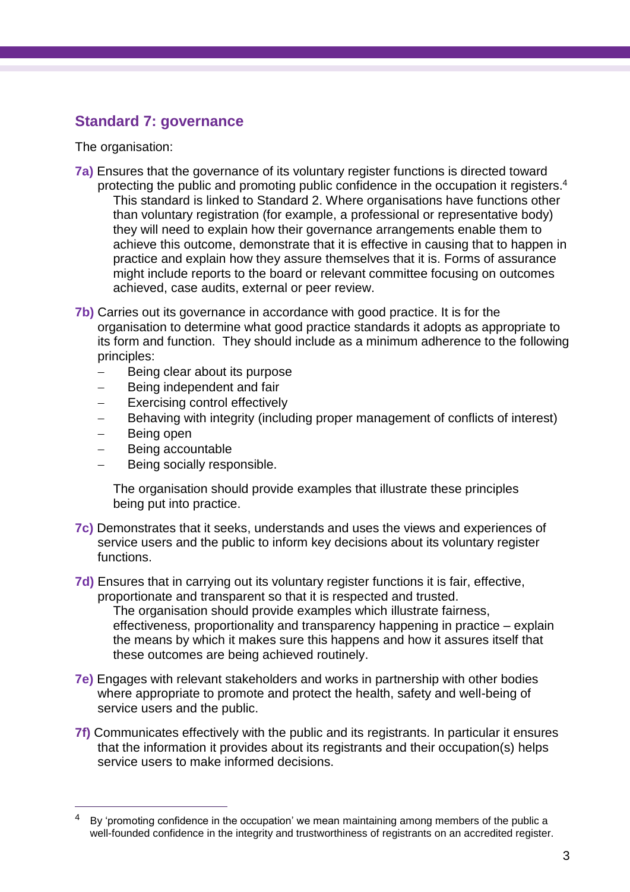## Standard 7: governance

The organisation:

**7a)** Ensures that the governance of its voluntary register functions is directed toward protecting the public and promoting public confidence in the occupation it registers.[4]

This standard is linked to Standard 2. Where organisations have functions other than voluntary registration (for example, a professional or representative body) they will need to explain how their governance arrangements enable them to achieve this outcome, demonstrate that it is effective in causing that to happen in practice and explain how they assure themselves that it is. Forms of assurance might include reports to the board or relevant committee focusing on outcomes achieved, case audits, external or peer review.

**7b)** Carries out its governance in accordance with good practice. It is for the organisation to determine what good practice standards it adopts as appropriate to its form and function. They should include as a minimum adherence to the following principles:

- Being clear about its purpose
- Being independent and fair
- Exercising control effectively
- Behaving with integrity (including proper management of conflicts of interest)
- Being open
- Being accountable
- Being socially responsible.

The organisation should provide examples that illustrate these principles being put into practice.

**7c)** Demonstrates that it seeks, understands and uses the views and experiences of service users and the public to inform key decisions about its voluntary register functions.

**7d)** Ensures that in carrying out its voluntary register functions it is fair, effective, proportionate and transparent so that it is respected and trusted.

The organisation should provide examples which illustrate fairness, effectiveness, proportionality and transparency happening in practice – explain the means by which it makes sure this happens and how it assures itself that these outcomes are being achieved routinely.

**7e)** Engages with relevant stakeholders and works in partnership with other bodies where appropriate to promote and protect the health, safety and well-being of service users and the public.

**7f)** Communicates effectively with the public and its registrants. In particular it ensures that the information it provides about its registrants and their occupation(s) helps service users to make informed decisions.

---

[4] By 'promoting confidence in the occupation' we mean maintaining among members of the public a well-founded confidence in the integrity and trustworthiness of registrants on an accredited register.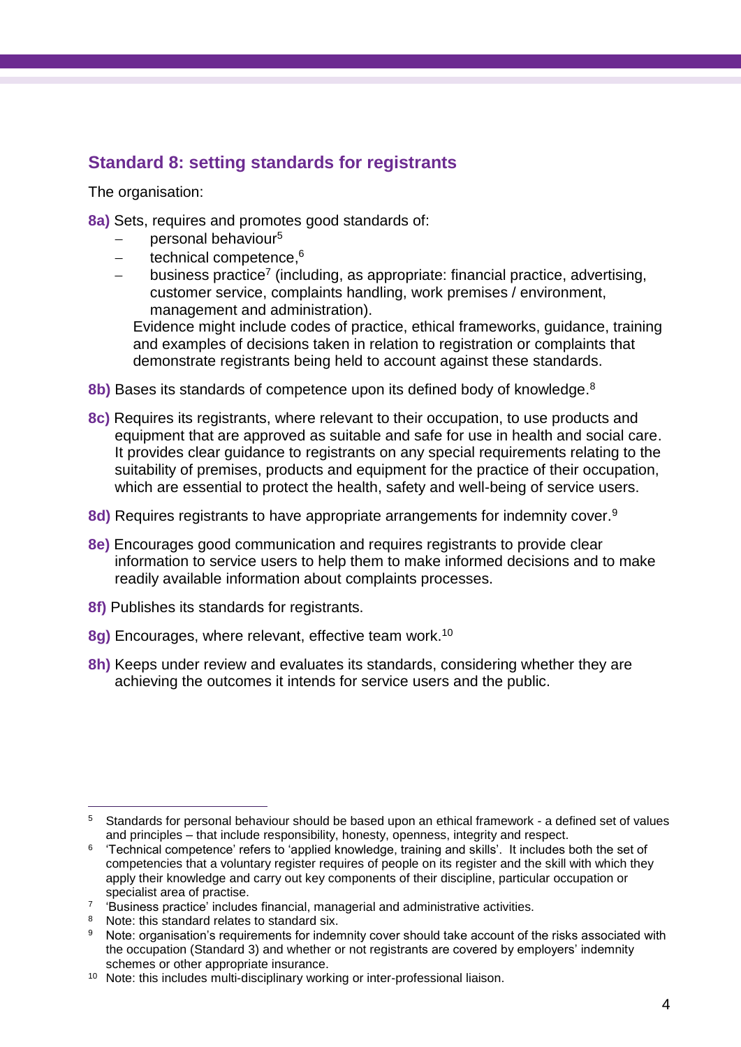## Standard 8: setting standards for registrants

The organisation:

**8a)** Sets, requires and promotes good standards of:

- personal behaviour[5]
- technical competence,[6]
- business practice[7] (including, as appropriate: financial practice, advertising, customer service, complaints handling, work premises / environment, management and administration).

Evidence might include codes of practice, ethical frameworks, guidance, training and examples of decisions taken in relation to registration or complaints that demonstrate registrants being held to account against these standards.

**8b)** Bases its standards of competence upon its defined body of knowledge.[8]

**8c)** Requires its registrants, where relevant to their occupation, to use products and equipment that are approved as suitable and safe for use in health and social care. It provides clear guidance to registrants on any special requirements relating to the suitability of premises, products and equipment for the practice of their occupation, which are essential to protect the health, safety and well-being of service users.

**8d)** Requires registrants to have appropriate arrangements for indemnity cover.[9]

**8e)** Encourages good communication and requires registrants to provide clear information to service users to help them to make informed decisions and to make readily available information about complaints processes.

**8f)** Publishes its standards for registrants.

**8g)** Encourages, where relevant, effective team work.[10]

**8h)** Keeps under review and evaluates its standards, considering whether they are achieving the outcomes it intends for service users and the public.

---

[5] Standards for personal behaviour should be based upon an ethical framework - a defined set of values and principles – that include responsibility, honesty, openness, integrity and respect.

[6] 'Technical competence' refers to 'applied knowledge, training and skills'. It includes both the set of competencies that a voluntary register requires of people on its register and the skill with which they apply their knowledge and carry out key components of their discipline, particular occupation or specialist area of practise.

[7] 'Business practice' includes financial, managerial and administrative activities.

[8] Note: this standard relates to standard six.

[9] Note: organisation's requirements for indemnity cover should take account of the risks associated with the occupation (Standard 3) and whether or not registrants are covered by employers' indemnity schemes or other appropriate insurance.

[10] Note: this includes multi-disciplinary working or inter-professional liaison.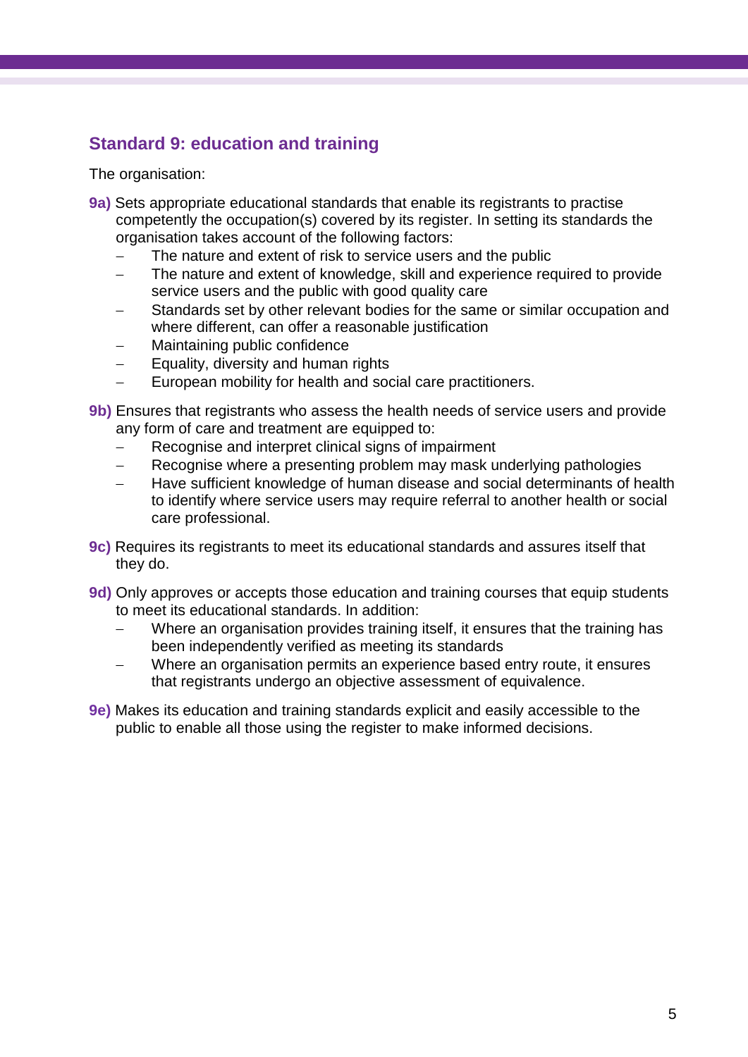## Standard 9: education and training

The organisation:

**9a)** Sets appropriate educational standards that enable its registrants to practise competently the occupation(s) covered by its register. In setting its standards the organisation takes account of the following factors:

- The nature and extent of risk to service users and the public
- The nature and extent of knowledge, skill and experience required to provide service users and the public with good quality care
- Standards set by other relevant bodies for the same or similar occupation and where different, can offer a reasonable justification
- Maintaining public confidence
- Equality, diversity and human rights
- European mobility for health and social care practitioners.

**9b)** Ensures that registrants who assess the health needs of service users and provide any form of care and treatment are equipped to:

- Recognise and interpret clinical signs of impairment
- Recognise where a presenting problem may mask underlying pathologies
- Have sufficient knowledge of human disease and social determinants of health to identify where service users may require referral to another health or social care professional.

**9c)** Requires its registrants to meet its educational standards and assures itself that they do.

**9d)** Only approves or accepts those education and training courses that equip students to meet its educational standards. In addition:

- Where an organisation provides training itself, it ensures that the training has been independently verified as meeting its standards
- Where an organisation permits an experience based entry route, it ensures that registrants undergo an objective assessment of equivalence.

**9e)** Makes its education and training standards explicit and easily accessible to the public to enable all those using the register to make informed decisions.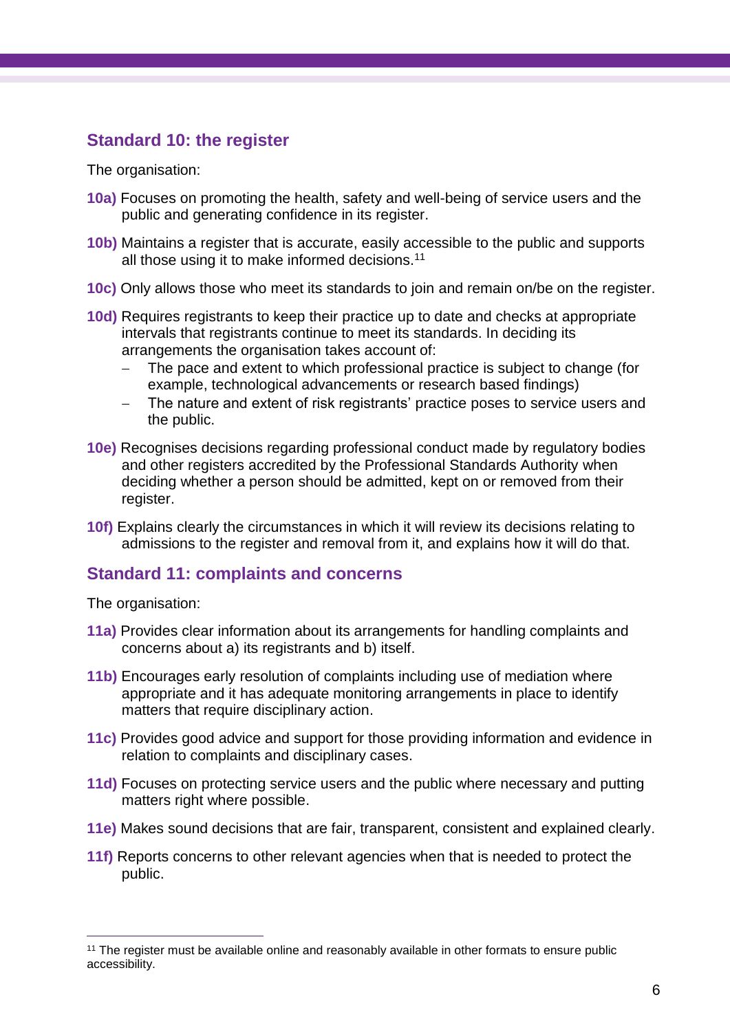## Standard 10: the register

The organisation:

**10a)** Focuses on promoting the health, safety and well-being of service users and the public and generating confidence in its register.

**10b)** Maintains a register that is accurate, easily accessible to the public and supports all those using it to make informed decisions.[11]

**10c)** Only allows those who meet its standards to join and remain on/be on the register.

**10d)** Requires registrants to keep their practice up to date and checks at appropriate intervals that registrants continue to meet its standards. In deciding its arrangements the organisation takes account of:

- The pace and extent to which professional practice is subject to change (for example, technological advancements or research based findings)
- The nature and extent of risk registrants' practice poses to service users and the public.

**10e)** Recognises decisions regarding professional conduct made by regulatory bodies and other registers accredited by the Professional Standards Authority when deciding whether a person should be admitted, kept on or removed from their register.

**10f)** Explains clearly the circumstances in which it will review its decisions relating to admissions to the register and removal from it, and explains how it will do that.

## Standard 11: complaints and concerns

The organisation:

**11a)** Provides clear information about its arrangements for handling complaints and concerns about a) its registrants and b) itself.

**11b)** Encourages early resolution of complaints including use of mediation where appropriate and it has adequate monitoring arrangements in place to identify matters that require disciplinary action.

**11c)** Provides good advice and support for those providing information and evidence in relation to complaints and disciplinary cases.

**11d)** Focuses on protecting service users and the public where necessary and putting matters right where possible.

**11e)** Makes sound decisions that are fair, transparent, consistent and explained clearly.

**11f)** Reports concerns to other relevant agencies when that is needed to protect the public.

---

[11] The register must be available online and reasonably available in other formats to ensure public accessibility.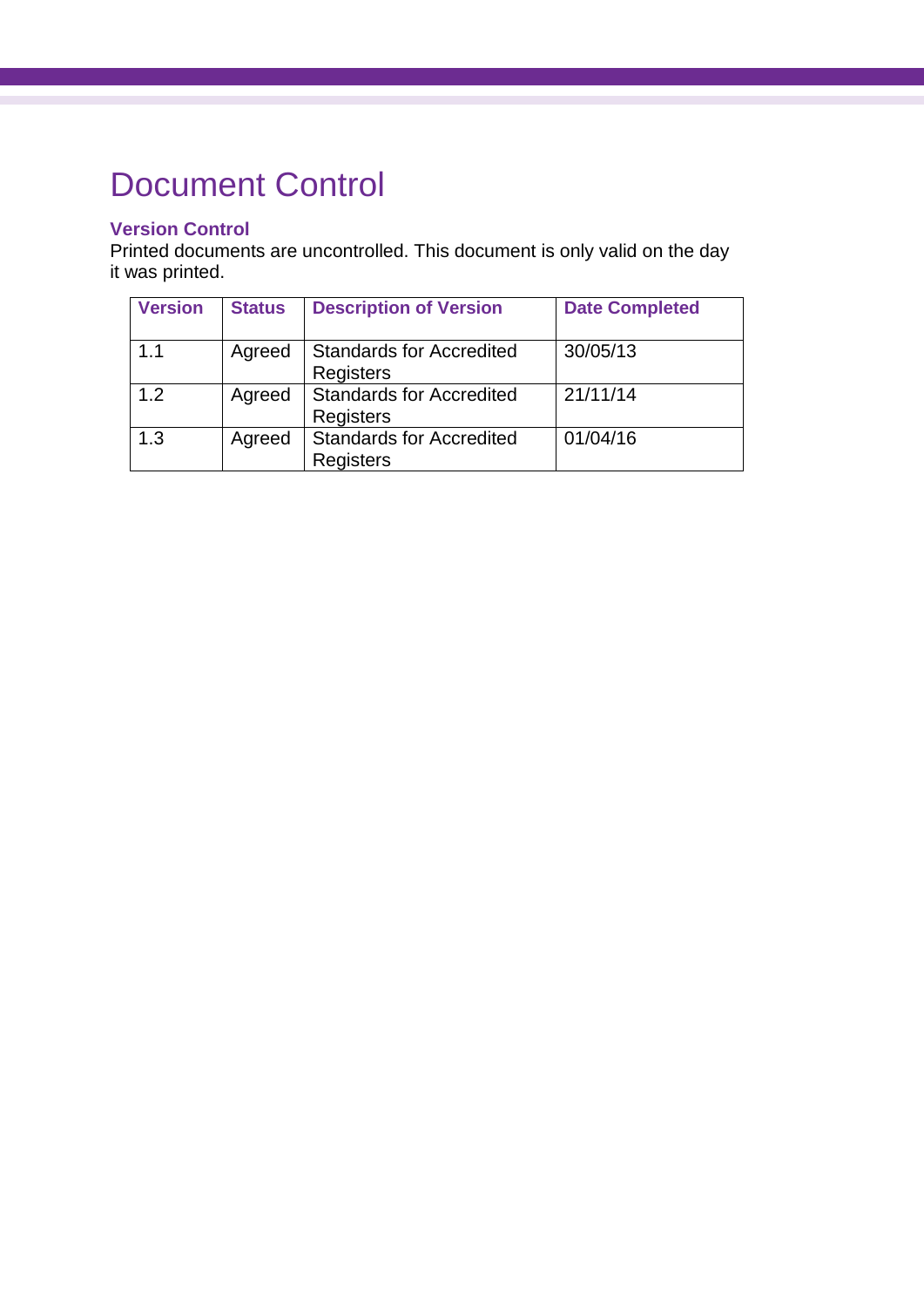# Document Control

### Version Control

Printed documents are uncontrolled. This document is only valid on the day it was printed.

| Version | Status | Description of Version | Date Completed |
|---|---|---|---|
| 1.1 | Agreed | Standards for Accredited Registers | 30/05/13 |
| 1.2 | Agreed | Standards for Accredited Registers | 21/11/14 |
| 1.3 | Agreed | Standards for Accredited Registers | 01/04/16 |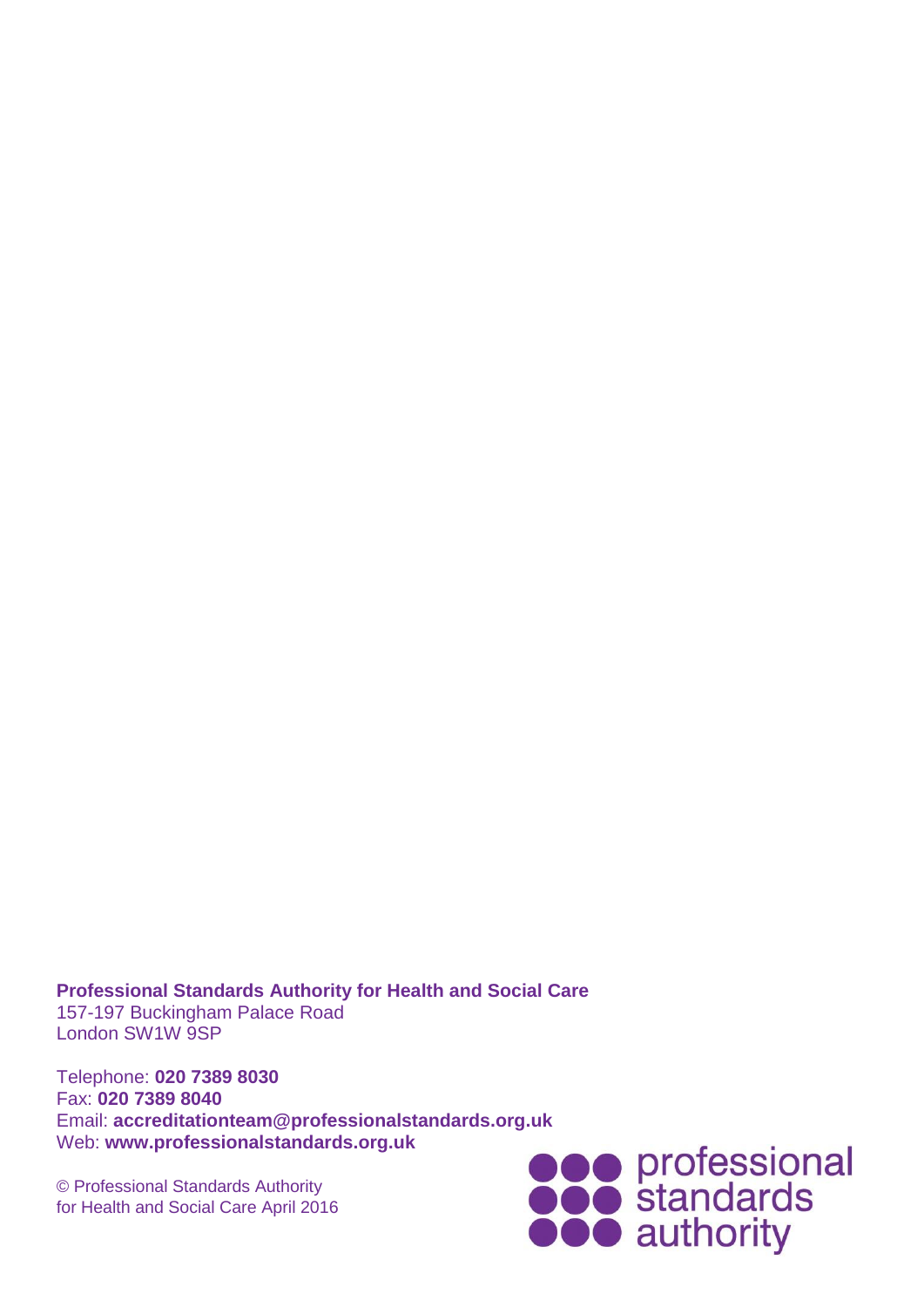**Professional Standards Authority for Health and Social Care**
157-197 Buckingham Palace Road
London SW1W 9SP

Telephone: **020 7389 8030**
Fax: **020 7389 8040**
Email: **accreditationteam@professionalstandards.org.uk**
Web: **www.professionalstandards.org.uk**

© Professional Standards Authority
for Health and Social Care April 2016

professional
standards
authority